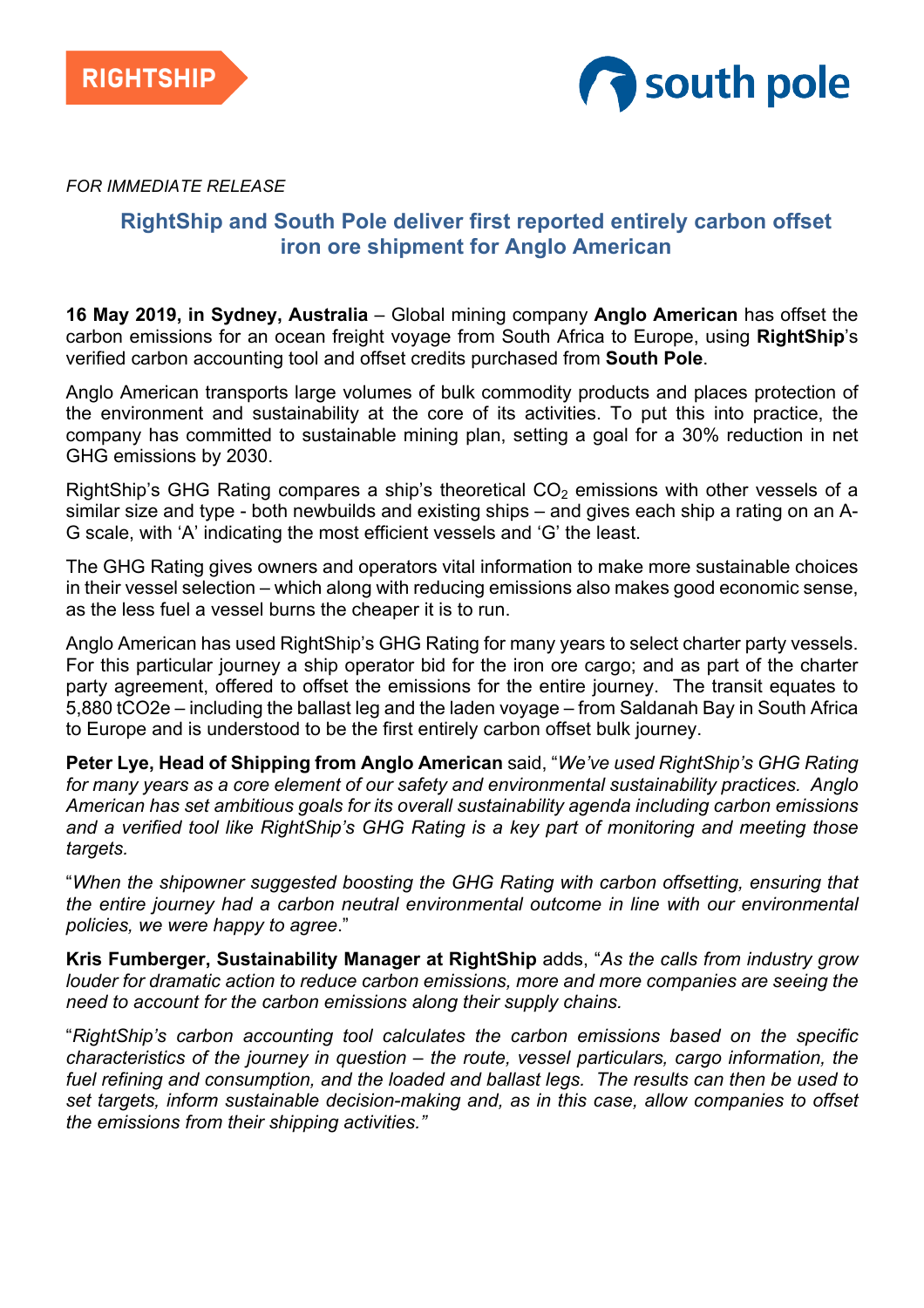RIGHTSHIP

south pole

*FOR IMMEDIATE RELEASE*

## RightShip and South Pole deliver first reported entirely carbon offset iron ore shipment for Anglo American

**16 May 2019, in Sydney, Australia** – Global mining company **Anglo American** has offset the carbon emissions for an ocean freight voyage from South Africa to Europe, using **RightShip**'s verified carbon accounting tool and offset credits purchased from **South Pole**.

Anglo American transports large volumes of bulk commodity products and places protection of the environment and sustainability at the core of its activities. To put this into practice, the company has committed to sustainable mining plan, setting a goal for a 30% reduction in net GHG emissions by 2030.

RightShip's GHG Rating compares a ship's theoretical $CO_2$ emissions with other vessels of a similar size and type - both newbuilds and existing ships – and gives each ship a rating on an A-G scale, with 'A' indicating the most efficient vessels and 'G' the least.

The GHG Rating gives owners and operators vital information to make more sustainable choices in their vessel selection – which along with reducing emissions also makes good economic sense, as the less fuel a vessel burns the cheaper it is to run.

Anglo American has used RightShip's GHG Rating for many years to select charter party vessels. For this particular journey a ship operator bid for the iron ore cargo; and as part of the charter party agreement, offered to offset the emissions for the entire journey. The transit equates to 5,880 tCO2e – including the ballast leg and the laden voyage – from Saldanah Bay in South Africa to Europe and is understood to be the first entirely carbon offset bulk journey.

**Peter Lye, Head of Shipping from Anglo American** said, "*We've used RightShip's GHG Rating for many years as a core element of our safety and environmental sustainability practices. Anglo American has set ambitious goals for its overall sustainability agenda including carbon emissions and a verified tool like RightShip's GHG Rating is a key part of monitoring and meeting those targets.*

"*When the shipowner suggested boosting the GHG Rating with carbon offsetting, ensuring that the entire journey had a carbon neutral environmental outcome in line with our environmental policies, we were happy to agree*."

**Kris Fumberger, Sustainability Manager at RightShip** adds, "*As the calls from industry grow louder for dramatic action to reduce carbon emissions, more and more companies are seeing the need to account for the carbon emissions along their supply chains.*

"*RightShip's carbon accounting tool calculates the carbon emissions based on the specific characteristics of the journey in question – the route, vessel particulars, cargo information, the fuel refining and consumption, and the loaded and ballast legs. The results can then be used to set targets, inform sustainable decision-making and, as in this case, allow companies to offset the emissions from their shipping activities.*"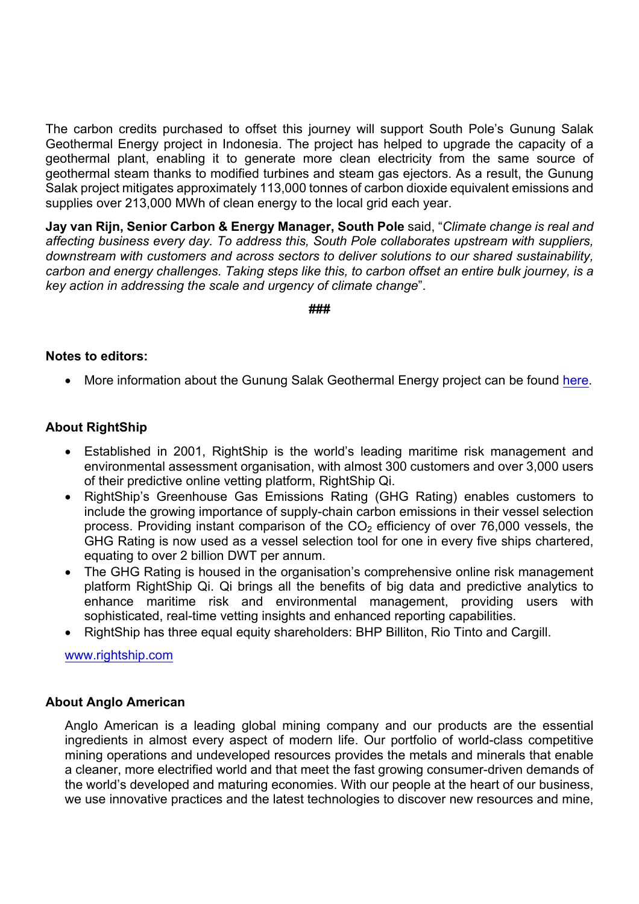The carbon credits purchased to offset this journey will support South Pole's Gunung Salak Geothermal Energy project in Indonesia. The project has helped to upgrade the capacity of a geothermal plant, enabling it to generate more clean electricity from the same source of geothermal steam thanks to modified turbines and steam gas ejectors. As a result, the Gunung Salak project mitigates approximately 113,000 tonnes of carbon dioxide equivalent emissions and supplies over 213,000 MWh of clean energy to the local grid each year.

**Jay van Rijn, Senior Carbon & Energy Manager, South Pole** said, "*Climate change is real and affecting business every day. To address this, South Pole collaborates upstream with suppliers, downstream with customers and across sectors to deliver solutions to our shared sustainability, carbon and energy challenges. Taking steps like this, to carbon offset an entire bulk journey, is a key action in addressing the scale and urgency of climate change*".

**###**

**Notes to editors:**

- More information about the Gunung Salak Geothermal Energy project can be found here.

**About RightShip**

- Established in 2001, RightShip is the world's leading maritime risk management and environmental assessment organisation, with almost 300 customers and over 3,000 users of their predictive online vetting platform, RightShip Qi.
- RightShip's Greenhouse Gas Emissions Rating (GHG Rating) enables customers to include the growing importance of supply-chain carbon emissions in their vessel selection process. Providing instant comparison of the $CO_2$ efficiency of over 76,000 vessels, the GHG Rating is now used as a vessel selection tool for one in every five ships chartered, equating to over 2 billion DWT per annum.
- The GHG Rating is housed in the organisation's comprehensive online risk management platform RightShip Qi. Qi brings all the benefits of big data and predictive analytics to enhance maritime risk and environmental management, providing users with sophisticated, real-time vetting insights and enhanced reporting capabilities.
- RightShip has three equal equity shareholders: BHP Billiton, Rio Tinto and Cargill.

www.rightship.com

**About Anglo American**

Anglo American is a leading global mining company and our products are the essential ingredients in almost every aspect of modern life. Our portfolio of world-class competitive mining operations and undeveloped resources provides the metals and minerals that enable a cleaner, more electrified world and that meet the fast growing consumer-driven demands of the world's developed and maturing economies. With our people at the heart of our business, we use innovative practices and the latest technologies to discover new resources and mine,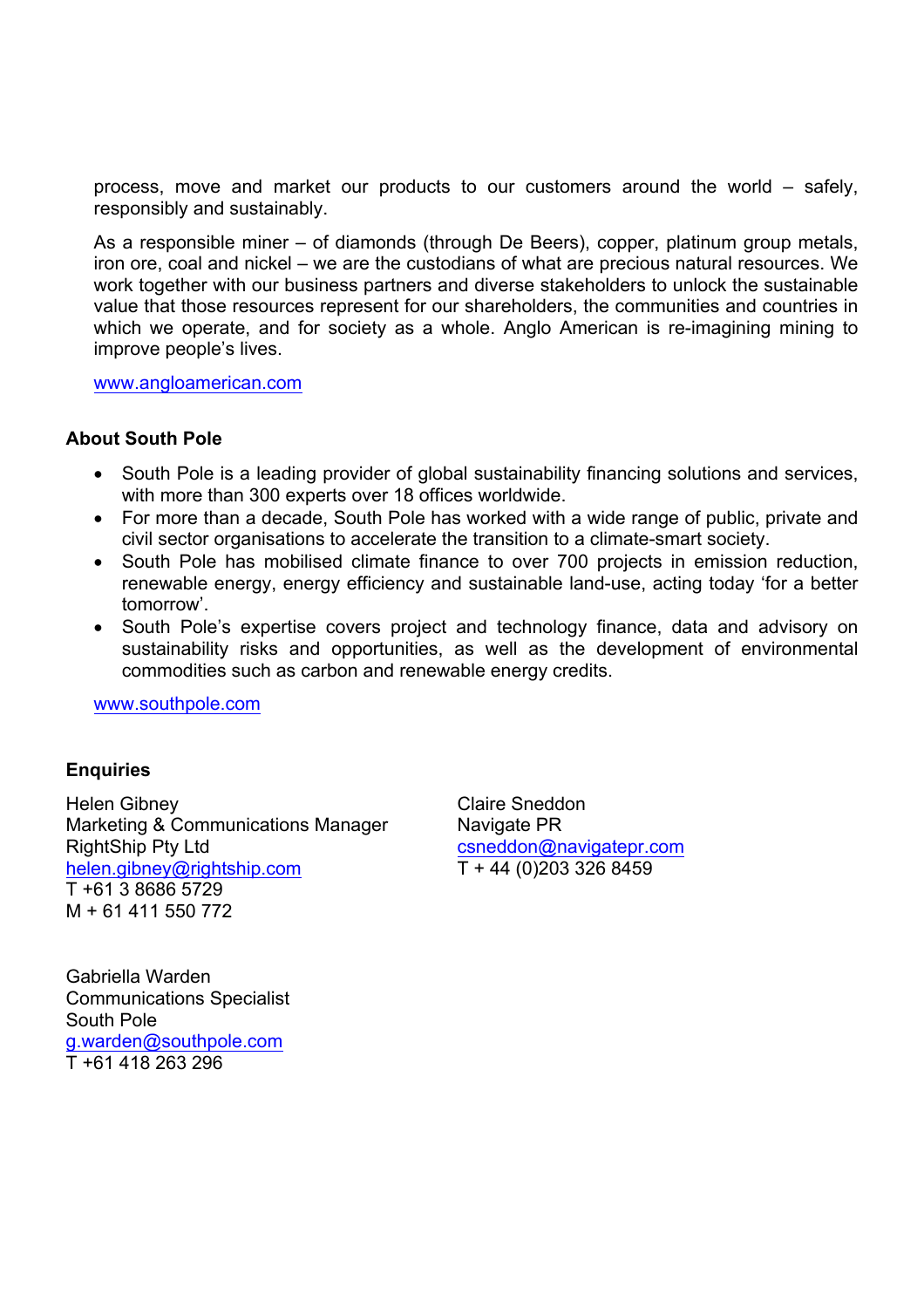process, move and market our products to our customers around the world – safely, responsibly and sustainably.

As a responsible miner – of diamonds (through De Beers), copper, platinum group metals, iron ore, coal and nickel – we are the custodians of what are precious natural resources. We work together with our business partners and diverse stakeholders to unlock the sustainable value that those resources represent for our shareholders, the communities and countries in which we operate, and for society as a whole. Anglo American is re-imagining mining to improve people's lives.

www.angloamerican.com

**About South Pole**

- South Pole is a leading provider of global sustainability financing solutions and services, with more than 300 experts over 18 offices worldwide.
- For more than a decade, South Pole has worked with a wide range of public, private and civil sector organisations to accelerate the transition to a climate-smart society.
- South Pole has mobilised climate finance to over 700 projects in emission reduction, renewable energy, energy efficiency and sustainable land-use, acting today 'for a better tomorrow'.
- South Pole's expertise covers project and technology finance, data and advisory on sustainability risks and opportunities, as well as the development of environmental commodities such as carbon and renewable energy credits.

www.southpole.com

**Enquiries**

Helen Gibney
Marketing & Communications Manager
RightShip Pty Ltd
helen.gibney@rightship.com
T +61 3 8686 5729
M + 61 411 550 772

Claire Sneddon
Navigate PR
csneddon@navigatepr.com
T + 44 (0)203 326 8459

Gabriella Warden
Communications Specialist
South Pole
g.warden@southpole.com
T +61 418 263 296